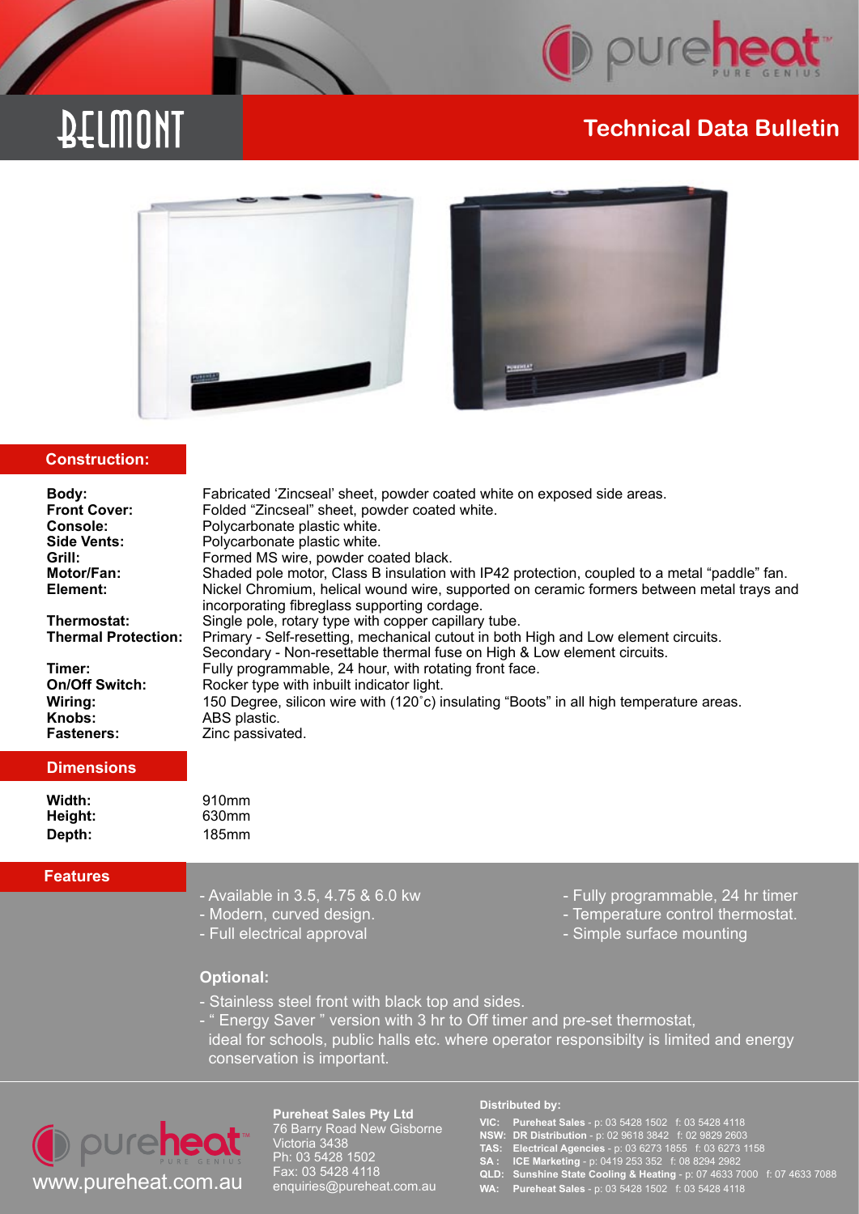# BELMONT

## Technical Data Bulletin

## Construction:

| | |
|---|---|
| **Body:** | Fabricated 'Zincseal' sheet, powder coated white on exposed side areas. |
| **Front Cover:** | Folded "Zincseal" sheet, powder coated white. |
| **Console:** | Polycarbonate plastic white. |
| **Side Vents:** | Polycarbonate plastic white. |
| **Grill:** | Formed MS wire, powder coated black. |
| **Motor/Fan:** | Shaded pole motor, Class B insulation with IP42 protection, coupled to a metal "paddle" fan. |
| **Element:** | Nickel Chromium, helical wound wire, supported on ceramic formers between metal trays and incorporating fibreglass supporting cordage. |
| **Thermostat:** | Single pole, rotary type with copper capillary tube. |
| **Thermal Protection:** | Primary - Self-resetting, mechanical cutout in both High and Low element circuits. Secondary - Non-resettable thermal fuse on High & Low element circuits. |
| **Timer:** | Fully programmable, 24 hour, with rotating front face. |
| **On/Off Switch:** | Rocker type with inbuilt indicator light. |
| **Wiring:** | 150 Degree, silicon wire with (120˚c) insulating "Boots" in all high temperature areas. |
| **Knobs:** | ABS plastic. |
| **Fasteners:** | Zinc passivated. |

## Dimensions

| | |
|---|---|
| **Width:** | 910mm |
| **Height:** | 630mm |
| **Depth:** | 185mm |

## Features

- Available in 3.5, 4.75 & 6.0 kw
- Modern, curved design.
- Full electrical approval
- Fully programmable, 24 hr timer
- Temperature control thermostat.
- Simple surface mounting

**Optional:**

- Stainless steel front with black top and sides.
- " Energy Saver " version with 3 hr to Off timer and pre-set thermostat, ideal for schools, public halls etc. where operator responsibilty is limited and energy conservation is important.

pureheat PURE GENIUS
www.pureheat.com.au

**Pureheat Sales Pty Ltd**
76 Barry Road New Gisborne
Victoria 3438
Ph: 03 5428 1502
Fax: 03 5428 4118
enquiries@pureheat.com.au

**Distributed by:**

**VIC:** **Pureheat Sales** - p: 03 5428 1502 f: 03 5428 4118
**NSW:** **DR Distribution** - p: 02 9618 3842 f: 02 9829 2603
**TAS:** **Electrical Agencies** - p: 03 6273 1855 f: 03 6273 1158
**SA :** **ICE Marketing** - p: 0419 253 352 f: 08 8294 2982
**QLD:** **Sunshine State Cooling & Heating** - p: 07 4633 7000 f: 07 4633 7088
**WA:** **Pureheat Sales** - p: 03 5428 1502 f: 03 5428 4118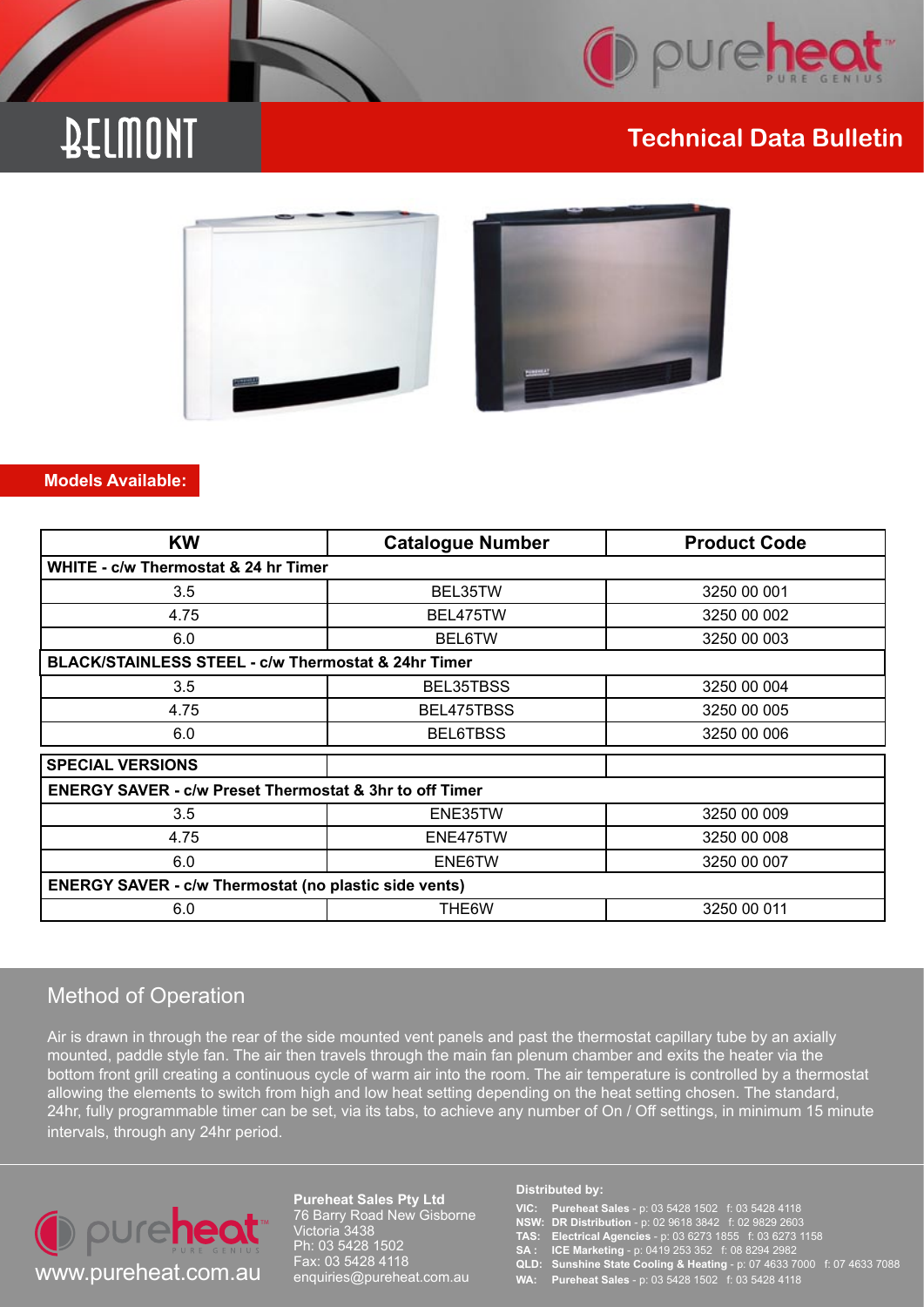# BELMONT

## Technical Data Bulletin

**Models Available:**

| KW | Catalogue Number | Product Code |
|---|---|---|
| **WHITE - c/w Thermostat & 24 hr Timer** | | |
| 3.5 | BEL35TW | 3250 00 001 |
| 4.75 | BEL475TW | 3250 00 002 |
| 6.0 | BEL6TW | 3250 00 003 |
| **BLACK/STAINLESS STEEL - c/w Thermostat & 24hr Timer** | | |
| 3.5 | BEL35TBSS | 3250 00 004 |
| 4.75 | BEL475TBSS | 3250 00 005 |
| 6.0 | BEL6TBSS | 3250 00 006 |
| **SPECIAL VERSIONS** | | |
| **ENERGY SAVER - c/w Preset Thermostat & 3hr to off Timer** | | |
| 3.5 | ENE35TW | 3250 00 009 |
| 4.75 | ENE475TW | 3250 00 008 |
| 6.0 | ENE6TW | 3250 00 007 |
| **ENERGY SAVER - c/w Thermostat (no plastic side vents)** | | |
| 6.0 | THE6W | 3250 00 011 |

## Method of Operation

Air is drawn in through the rear of the side mounted vent panels and past the thermostat capillary tube by an axially mounted, paddle style fan. The air then travels through the main fan plenum chamber and exits the heater via the bottom front grill creating a continuous cycle of warm air into the room. The air temperature is controlled by a thermostat allowing the elements to switch from high and low heat setting depending on the heat setting chosen. The standard, 24hr, fully programmable timer can be set, via its tabs, to achieve any number of On / Off settings, in minimum 15 minute intervals, through any 24hr period.

pureheat PURE GENIUS

www.pureheat.com.au

**Pureheat Sales Pty Ltd**
76 Barry Road New Gisborne
Victoria 3438
Ph: 03 5428 1502
Fax: 03 5428 4118
enquiries@pureheat.com.au

**Distributed by:**

**VIC:** **Pureheat Sales** - p: 03 5428 1502 f: 03 5428 4118
**NSW:** **DR Distribution** - p: 02 9618 3842 f: 02 9829 2603
**TAS:** **Electrical Agencies** - p: 03 6273 1855 f: 03 6273 1158
**SA :** **ICE Marketing** - p: 0419 253 352 f: 08 8294 2982
**QLD:** **Sunshine State Cooling & Heating** - p: 07 4633 7000 f: 07 4633 7088
**WA:** **Pureheat Sales** - p: 03 5428 1502 f: 03 5428 4118